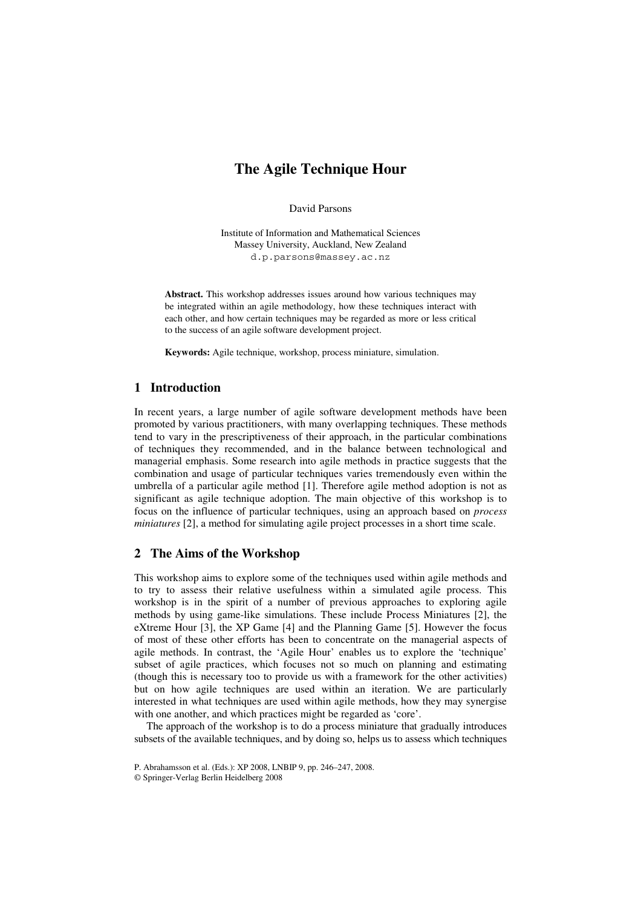# The Agile Technique Hour

David Parsons

Institute of Information and Mathematical Sciences
Massey University, Auckland, New Zealand
d.p.parsons@massey.ac.nz

**Abstract.** This workshop addresses issues around how various techniques may be integrated within an agile methodology, how these techniques interact with each other, and how certain techniques may be regarded as more or less critical to the success of an agile software development project.

**Keywords:** Agile technique, workshop, process miniature, simulation.

## 1 Introduction

In recent years, a large number of agile software development methods have been promoted by various practitioners, with many overlapping techniques. These methods tend to vary in the prescriptiveness of their approach, in the particular combinations of techniques they recommended, and in the balance between technological and managerial emphasis. Some research into agile methods in practice suggests that the combination and usage of particular techniques varies tremendously even within the umbrella of a particular agile method [1]. Therefore agile method adoption is not as significant as agile technique adoption. The main objective of this workshop is to focus on the influence of particular techniques, using an approach based on *process miniatures* [2], a method for simulating agile project processes in a short time scale.

## 2 The Aims of the Workshop

This workshop aims to explore some of the techniques used within agile methods and to try to assess their relative usefulness within a simulated agile process. This workshop is in the spirit of a number of previous approaches to exploring agile methods by using game-like simulations. These include Process Miniatures [2], the eXtreme Hour [3], the XP Game [4] and the Planning Game [5]. However the focus of most of these other efforts has been to concentrate on the managerial aspects of agile methods. In contrast, the 'Agile Hour' enables us to explore the 'technique' subset of agile practices, which focuses not so much on planning and estimating (though this is necessary too to provide us with a framework for the other activities) but on how agile techniques are used within an iteration. We are particularly interested in what techniques are used within agile methods, how they may synergise with one another, and which practices might be regarded as 'core'.

The approach of the workshop is to do a process miniature that gradually introduces subsets of the available techniques, and by doing so, helps us to assess which techniques

P. Abrahamsson et al. (Eds.): XP 2008, LNBIP 9, pp. 246–247, 2008.
© Springer-Verlag Berlin Heidelberg 2008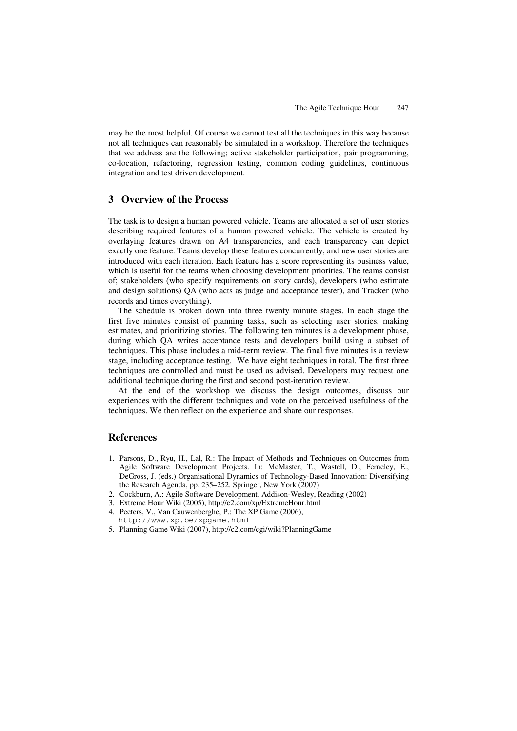may be the most helpful. Of course we cannot test all the techniques in this way because not all techniques can reasonably be simulated in a workshop. Therefore the techniques that we address are the following; active stakeholder participation, pair programming, co-location, refactoring, regression testing, common coding guidelines, continuous integration and test driven development.

## 3 Overview of the Process

The task is to design a human powered vehicle. Teams are allocated a set of user stories describing required features of a human powered vehicle. The vehicle is created by overlaying features drawn on A4 transparencies, and each transparency can depict exactly one feature. Teams develop these features concurrently, and new user stories are introduced with each iteration. Each feature has a score representing its business value, which is useful for the teams when choosing development priorities. The teams consist of; stakeholders (who specify requirements on story cards), developers (who estimate and design solutions) QA (who acts as judge and acceptance tester), and Tracker (who records and times everything).

The schedule is broken down into three twenty minute stages. In each stage the first five minutes consist of planning tasks, such as selecting user stories, making estimates, and prioritizing stories. The following ten minutes is a development phase, during which QA writes acceptance tests and developers build using a subset of techniques. This phase includes a mid-term review. The final five minutes is a review stage, including acceptance testing. We have eight techniques in total. The first three techniques are controlled and must be used as advised. Developers may request one additional technique during the first and second post-iteration review.

At the end of the workshop we discuss the design outcomes, discuss our experiences with the different techniques and vote on the perceived usefulness of the techniques. We then reflect on the experience and share our responses.

## References

1. Parsons, D., Ryu, H., Lal, R.: The Impact of Methods and Techniques on Outcomes from Agile Software Development Projects. In: McMaster, T., Wastell, D., Ferneley, E., DeGross, J. (eds.) Organisational Dynamics of Technology-Based Innovation: Diversifying the Research Agenda, pp. 235–252. Springer, New York (2007)
2. Cockburn, A.: Agile Software Development. Addison-Wesley, Reading (2002)
3. Extreme Hour Wiki (2005), http://c2.com/xp/ExtremeHour.html
4. Peeters, V., Van Cauwenberghe, P.: The XP Game (2006), http://www.xp.be/xpgame.html
5. Planning Game Wiki (2007), http://c2.com/cgi/wiki?PlanningGame